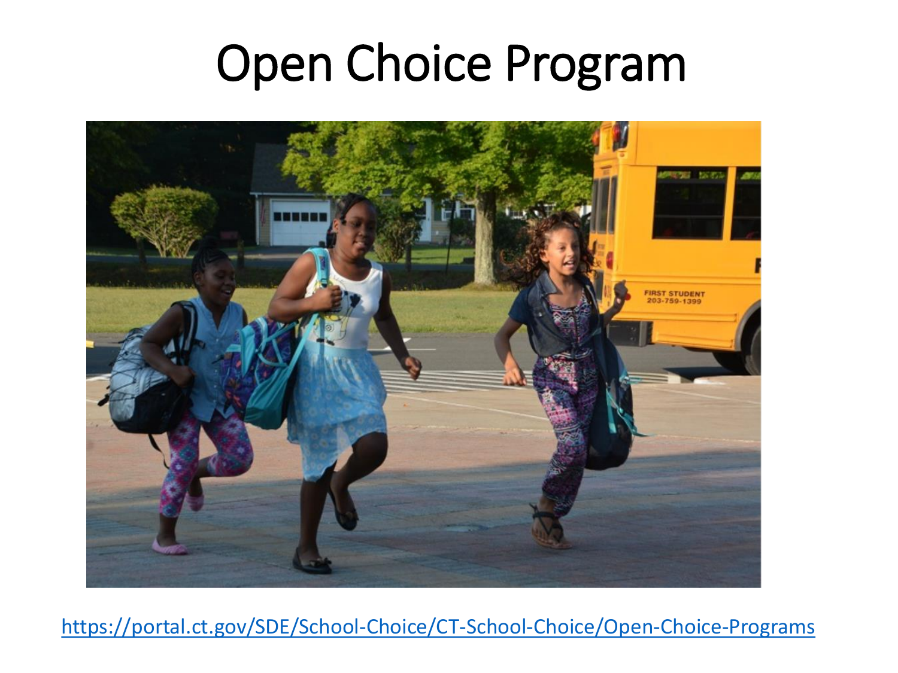# Open Choice Program

https://portal.ct.gov/SDE/School-Choice/CT-School-Choice/Open-Choice-Programs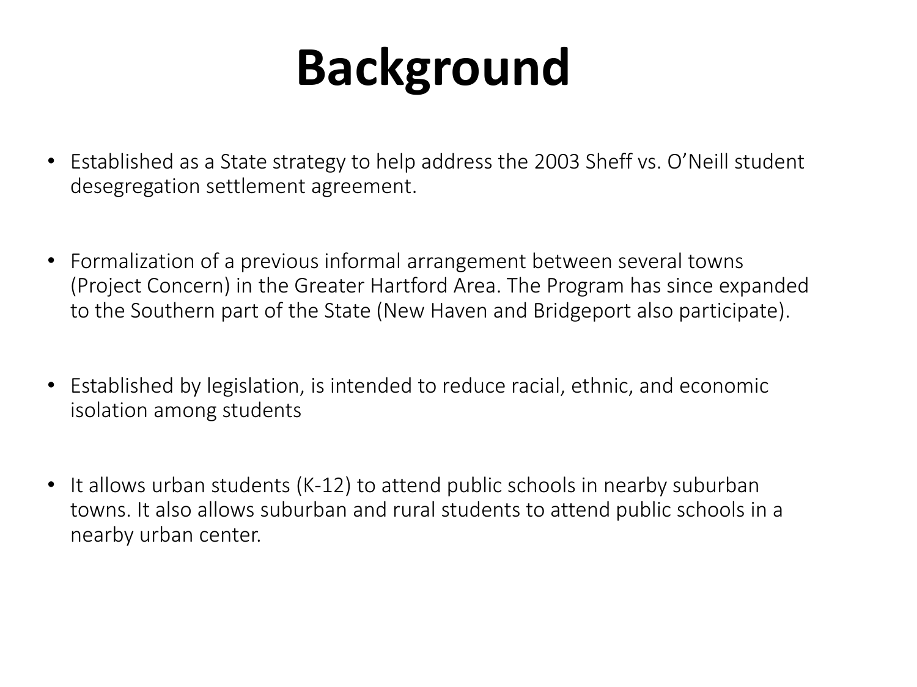# Background

- Established as a State strategy to help address the 2003 Sheff vs. O'Neill student desegregation settlement agreement.
- Formalization of a previous informal arrangement between several towns (Project Concern) in the Greater Hartford Area. The Program has since expanded to the Southern part of the State (New Haven and Bridgeport also participate).
- Established by legislation, is intended to reduce racial, ethnic, and economic isolation among students
- It allows urban students (K-12) to attend public schools in nearby suburban towns. It also allows suburban and rural students to attend public schools in a nearby urban center.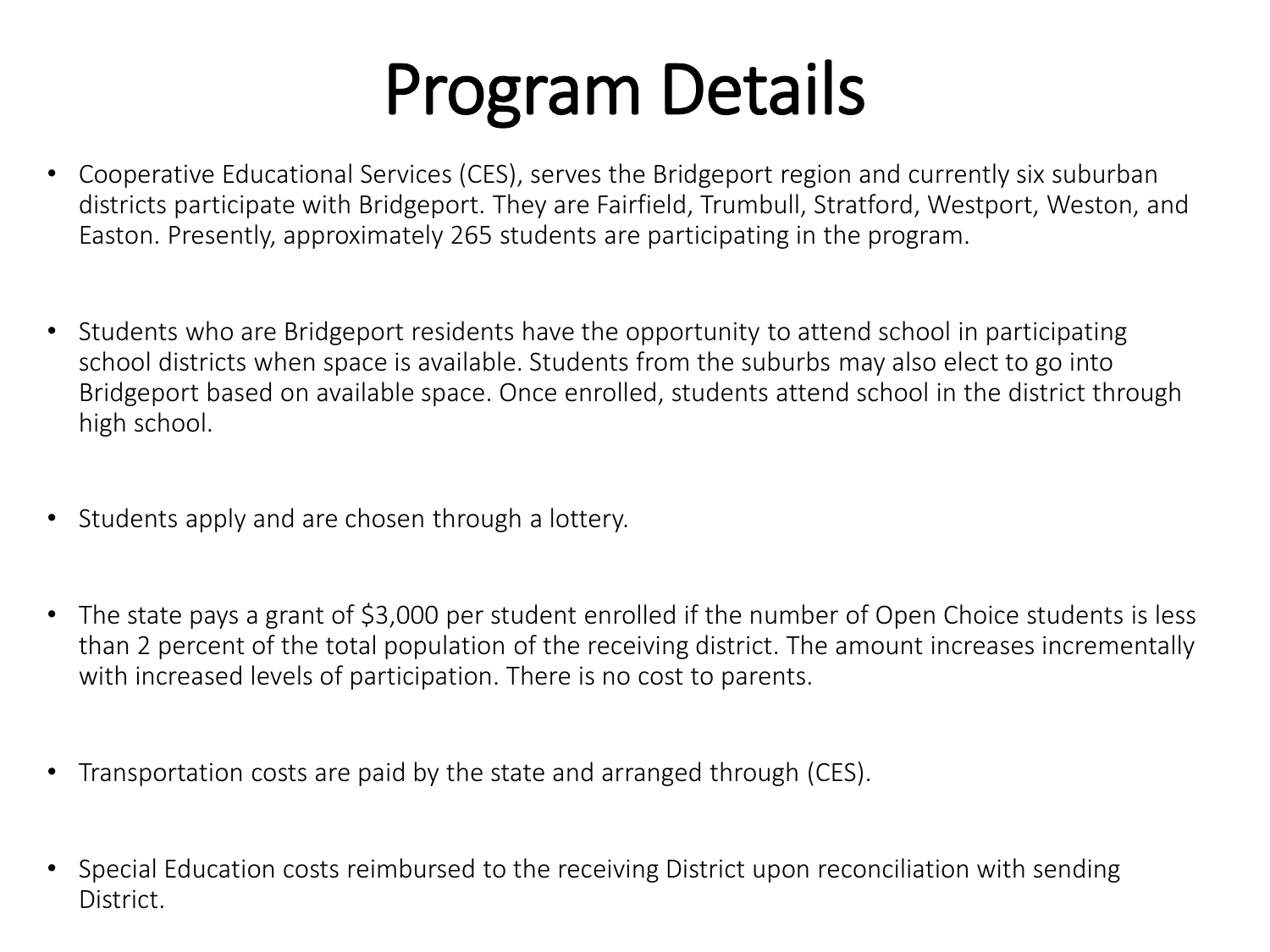# Program Details

- Cooperative Educational Services (CES), serves the Bridgeport region and currently six suburban districts participate with Bridgeport. They are Fairfield, Trumbull, Stratford, Westport, Weston, and Easton. Presently, approximately 265 students are participating in the program.

- Students who are Bridgeport residents have the opportunity to attend school in participating school districts when space is available. Students from the suburbs may also elect to go into Bridgeport based on available space. Once enrolled, students attend school in the district through high school.

- Students apply and are chosen through a lottery.

- The state pays a grant of $3,000 per student enrolled if the number of Open Choice students is less than 2 percent of the total population of the receiving district. The amount increases incrementally with increased levels of participation. There is no cost to parents.

- Transportation costs are paid by the state and arranged through (CES).

- Special Education costs reimbursed to the receiving District upon reconciliation with sending District.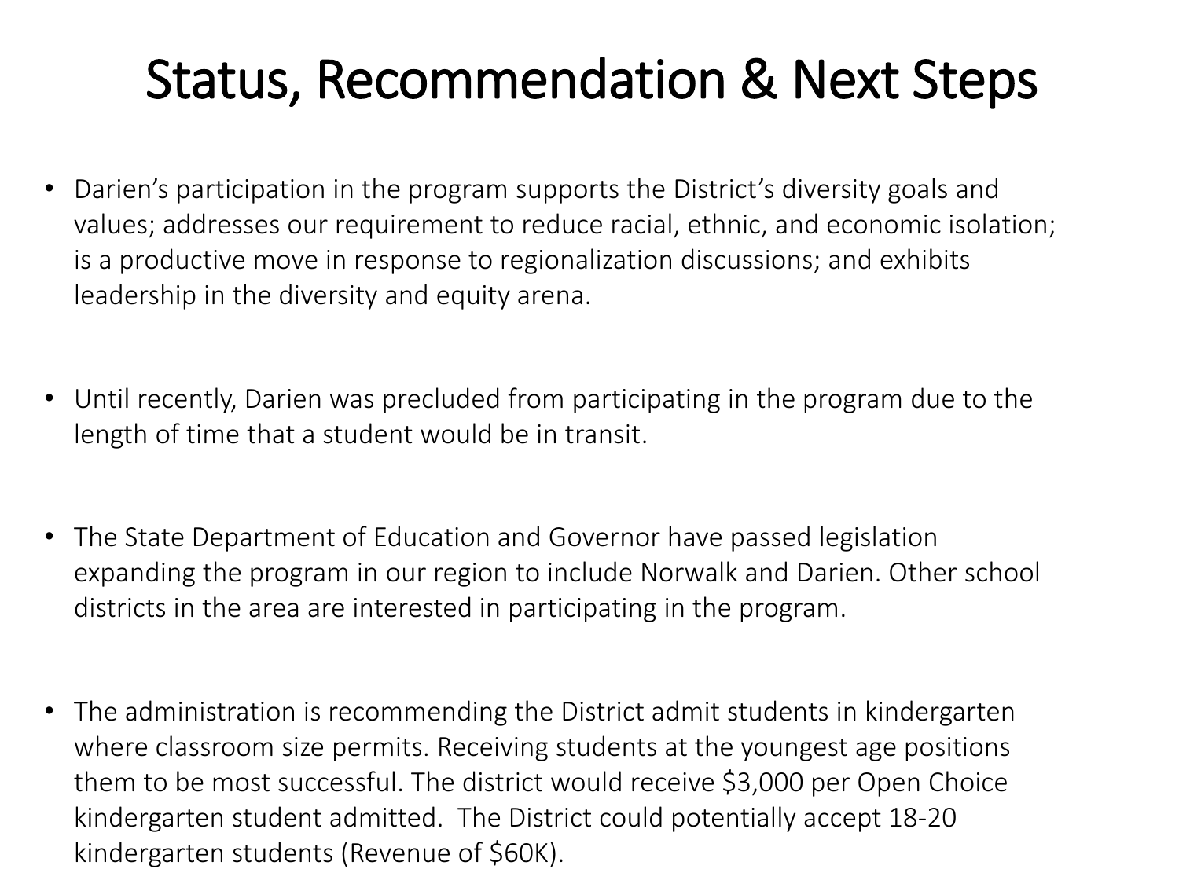# Status, Recommendation & Next Steps

- Darien's participation in the program supports the District's diversity goals and values; addresses our requirement to reduce racial, ethnic, and economic isolation; is a productive move in response to regionalization discussions; and exhibits leadership in the diversity and equity arena.

- Until recently, Darien was precluded from participating in the program due to the length of time that a student would be in transit.

- The State Department of Education and Governor have passed legislation expanding the program in our region to include Norwalk and Darien. Other school districts in the area are interested in participating in the program.

- The administration is recommending the District admit students in kindergarten where classroom size permits. Receiving students at the youngest age positions them to be most successful. The district would receive $3,000 per Open Choice kindergarten student admitted. The District could potentially accept 18-20 kindergarten students (Revenue of $60K).